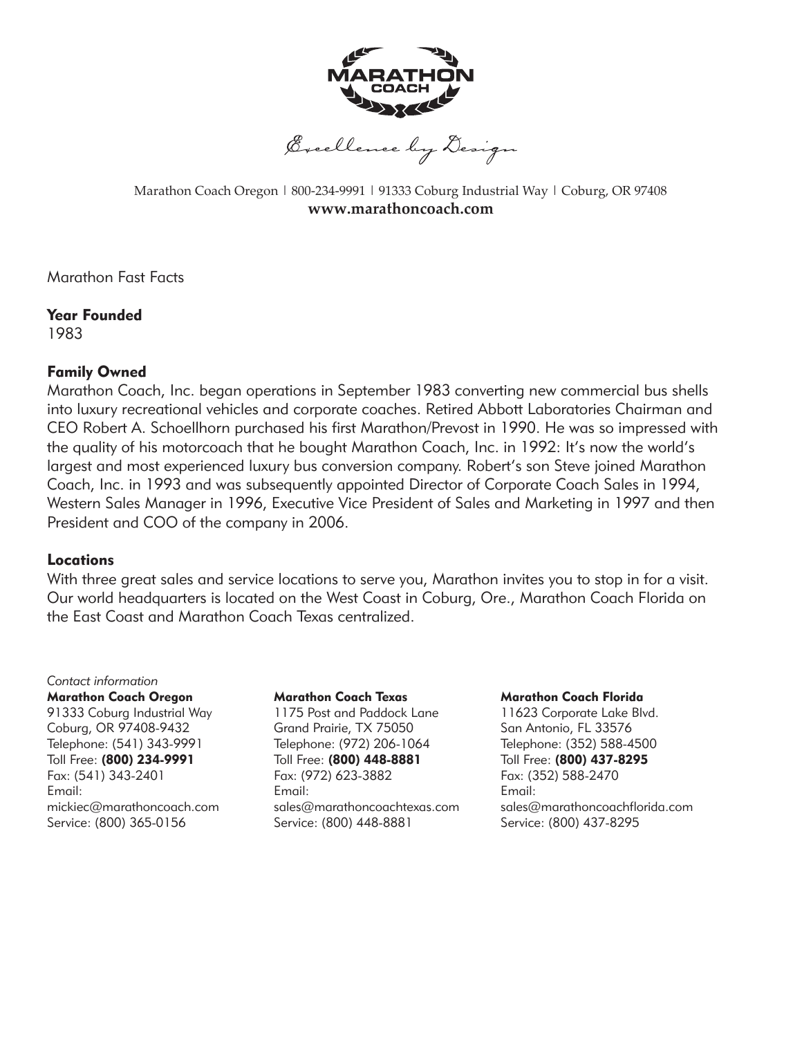# MARATHON COACH

*Excellence by Design*

Marathon Coach Oregon | 800-234-9991 | 91333 Coburg Industrial Way | Coburg, OR 97408

**www.marathoncoach.com**

Marathon Fast Facts

**Year Founded**

1983

**Family Owned**

Marathon Coach, Inc. began operations in September 1983 converting new commercial bus shells into luxury recreational vehicles and corporate coaches. Retired Abbott Laboratories Chairman and CEO Robert A. Schoellhorn purchased his first Marathon/Prevost in 1990. He was so impressed with the quality of his motorcoach that he bought Marathon Coach, Inc. in 1992: It's now the world's largest and most experienced luxury bus conversion company. Robert's son Steve joined Marathon Coach, Inc. in 1993 and was subsequently appointed Director of Corporate Coach Sales in 1994, Western Sales Manager in 1996, Executive Vice President of Sales and Marketing in 1997 and then President and COO of the company in 2006.

**Locations**

With three great sales and service locations to serve you, Marathon invites you to stop in for a visit. Our world headquarters is located on the West Coast in Coburg, Ore., Marathon Coach Florida on the East Coast and Marathon Coach Texas centralized.

*Contact information*

**Marathon Coach Oregon**
91333 Coburg Industrial Way
Coburg, OR 97408-9432
Telephone: (541) 343-9991
Toll Free: **(800) 234-9991**
Fax: (541) 343-2401
Email:
mickiec@marathoncoach.com
Service: (800) 365-0156

**Marathon Coach Texas**
1175 Post and Paddock Lane
Grand Prairie, TX 75050
Telephone: (972) 206-1064
Toll Free: **(800) 448-8881**
Fax: (972) 623-3882
Email:
sales@marathoncoachtexas.com
Service: (800) 448-8881

**Marathon Coach Florida**
11623 Corporate Lake Blvd.
San Antonio, FL 33576
Telephone: (352) 588-4500
Toll Free: **(800) 437-8295**
Fax: (352) 588-2470
Email:
sales@marathoncoachflorida.com
Service: (800) 437-8295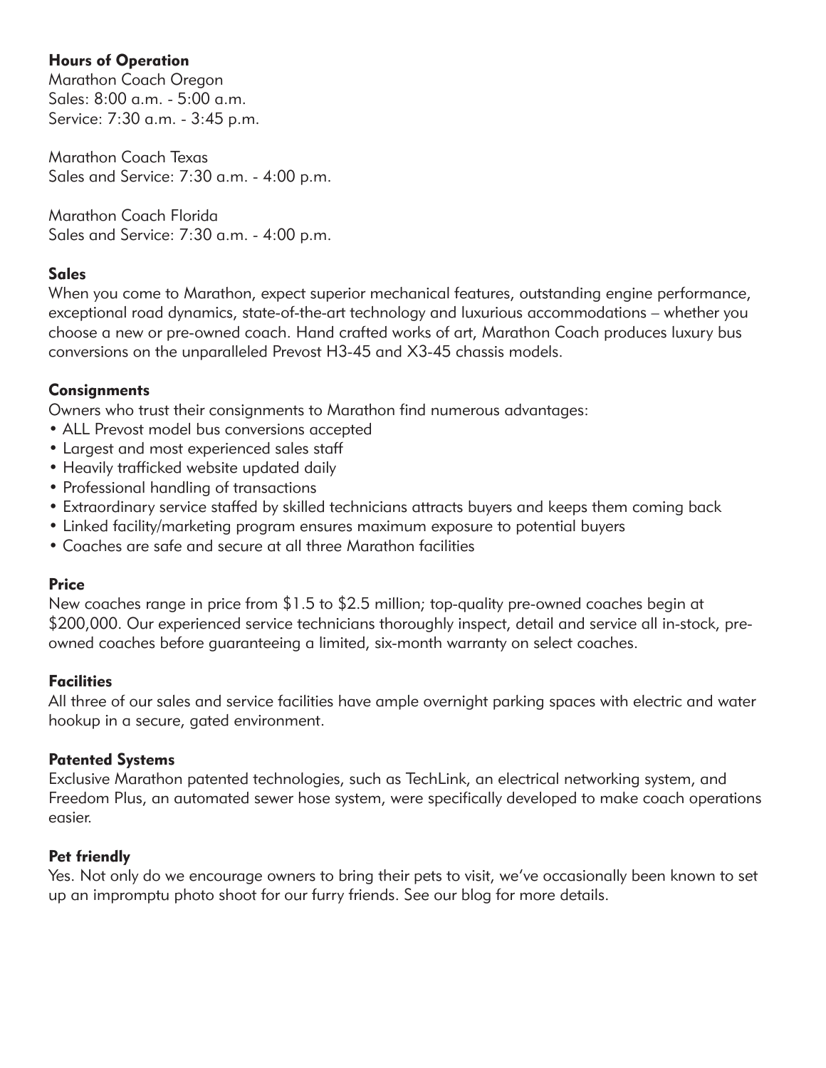**Hours of Operation**
Marathon Coach Oregon
Sales: 8:00 a.m. - 5:00 a.m.
Service: 7:30 a.m. - 3:45 p.m.

Marathon Coach Texas
Sales and Service: 7:30 a.m. - 4:00 p.m.

Marathon Coach Florida
Sales and Service: 7:30 a.m. - 4:00 p.m.

**Sales**
When you come to Marathon, expect superior mechanical features, outstanding engine performance, exceptional road dynamics, state-of-the-art technology and luxurious accommodations – whether you choose a new or pre-owned coach. Hand crafted works of art, Marathon Coach produces luxury bus conversions on the unparalleled Prevost H3-45 and X3-45 chassis models.

**Consignments**
Owners who trust their consignments to Marathon find numerous advantages:

- ALL Prevost model bus conversions accepted
- Largest and most experienced sales staff
- Heavily trafficked website updated daily
- Professional handling of transactions
- Extraordinary service staffed by skilled technicians attracts buyers and keeps them coming back
- Linked facility/marketing program ensures maximum exposure to potential buyers
- Coaches are safe and secure at all three Marathon facilities

**Price**
New coaches range in price from $1.5 to $2.5 million; top-quality pre-owned coaches begin at $200,000. Our experienced service technicians thoroughly inspect, detail and service all in-stock, pre-owned coaches before guaranteeing a limited, six-month warranty on select coaches.

**Facilities**
All three of our sales and service facilities have ample overnight parking spaces with electric and water hookup in a secure, gated environment.

**Patented Systems**
Exclusive Marathon patented technologies, such as TechLink, an electrical networking system, and Freedom Plus, an automated sewer hose system, were specifically developed to make coach operations easier.

**Pet friendly**
Yes. Not only do we encourage owners to bring their pets to visit, we've occasionally been known to set up an impromptu photo shoot for our furry friends. See our blog for more details.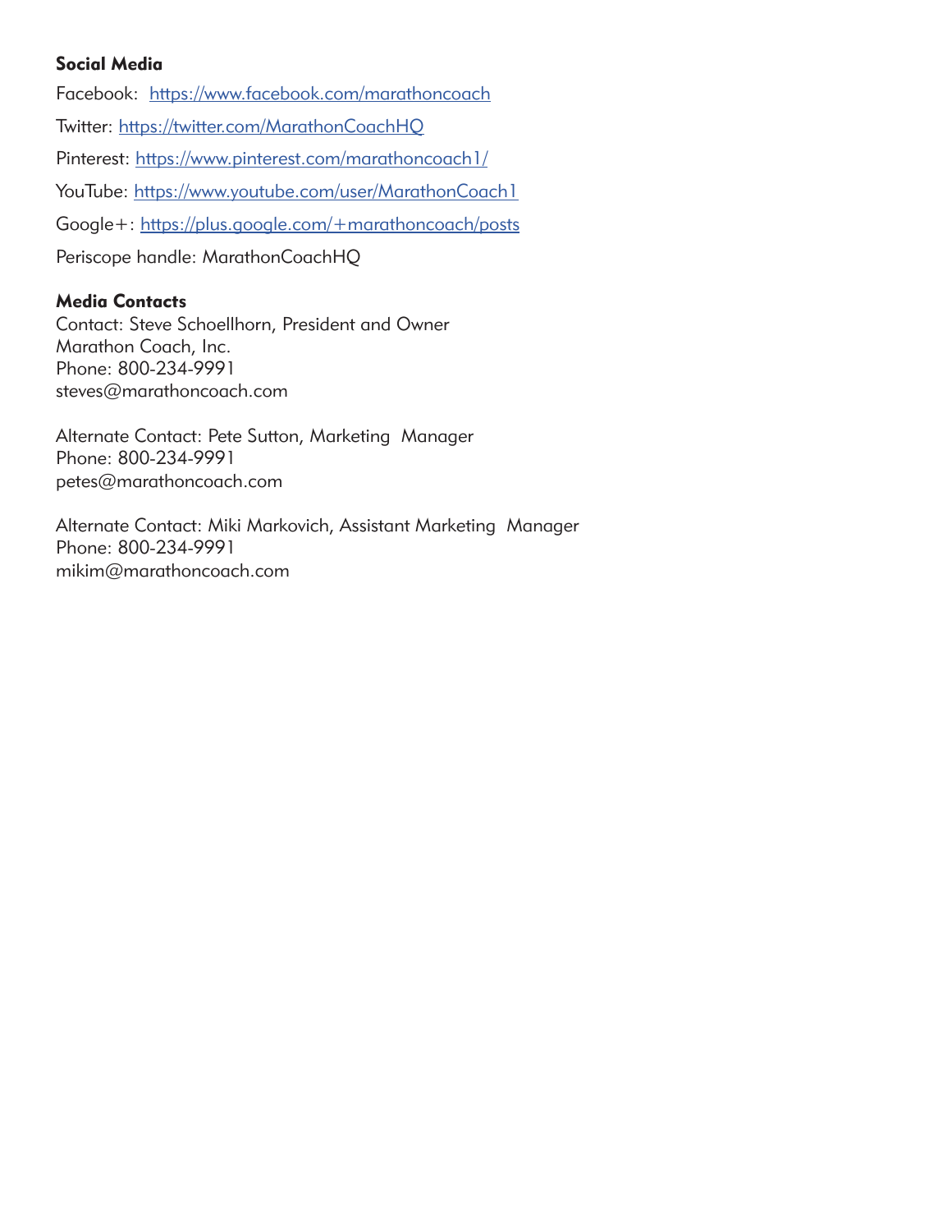**Social Media**

Facebook: https://www.facebook.com/marathoncoach

Twitter: https://twitter.com/MarathonCoachHQ

Pinterest: https://www.pinterest.com/marathoncoach1/

YouTube: https://www.youtube.com/user/MarathonCoach1

Google+: https://plus.google.com/+marathoncoach/posts

Periscope handle: MarathonCoachHQ

**Media Contacts**

Contact: Steve Schoellhorn, President and Owner  
Marathon Coach, Inc.  
Phone: 800-234-9991  
steves@marathoncoach.com

Alternate Contact: Pete Sutton, Marketing Manager  
Phone: 800-234-9991  
petes@marathoncoach.com

Alternate Contact: Miki Markovich, Assistant Marketing Manager  
Phone: 800-234-9991  
mikim@marathoncoach.com